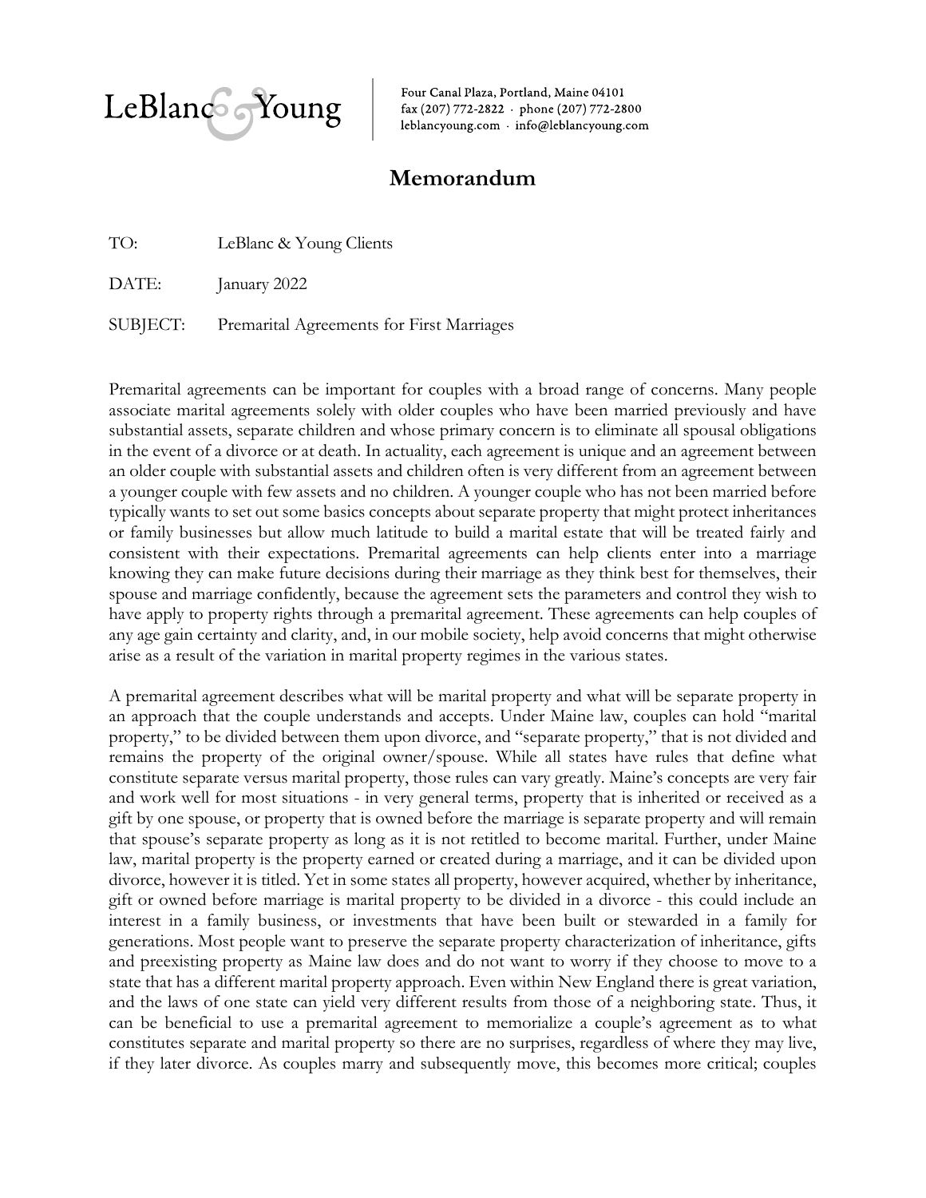LeBlanc & Young

Four Canal Plaza, Portland, Maine 04101
fax (207) 772-2822 · phone (207) 772-2800
leblancyoung.com · info@leblancyoung.com

# Memorandum

TO: LeBlanc & Young Clients

DATE: January 2022

SUBJECT: Premarital Agreements for First Marriages

Premarital agreements can be important for couples with a broad range of concerns. Many people associate marital agreements solely with older couples who have been married previously and have substantial assets, separate children and whose primary concern is to eliminate all spousal obligations in the event of a divorce or at death. In actuality, each agreement is unique and an agreement between an older couple with substantial assets and children often is very different from an agreement between a younger couple with few assets and no children. A younger couple who has not been married before typically wants to set out some basics concepts about separate property that might protect inheritances or family businesses but allow much latitude to build a marital estate that will be treated fairly and consistent with their expectations. Premarital agreements can help clients enter into a marriage knowing they can make future decisions during their marriage as they think best for themselves, their spouse and marriage confidently, because the agreement sets the parameters and control they wish to have apply to property rights through a premarital agreement. These agreements can help couples of any age gain certainty and clarity, and, in our mobile society, help avoid concerns that might otherwise arise as a result of the variation in marital property regimes in the various states.

A premarital agreement describes what will be marital property and what will be separate property in an approach that the couple understands and accepts. Under Maine law, couples can hold "marital property," to be divided between them upon divorce, and "separate property," that is not divided and remains the property of the original owner/spouse. While all states have rules that define what constitute separate versus marital property, those rules can vary greatly. Maine's concepts are very fair and work well for most situations - in very general terms, property that is inherited or received as a gift by one spouse, or property that is owned before the marriage is separate property and will remain that spouse's separate property as long as it is not retitled to become marital. Further, under Maine law, marital property is the property earned or created during a marriage, and it can be divided upon divorce, however it is titled. Yet in some states all property, however acquired, whether by inheritance, gift or owned before marriage is marital property to be divided in a divorce - this could include an interest in a family business, or investments that have been built or stewarded in a family for generations. Most people want to preserve the separate property characterization of inheritance, gifts and preexisting property as Maine law does and do not want to worry if they choose to move to a state that has a different marital property approach. Even within New England there is great variation, and the laws of one state can yield very different results from those of a neighboring state. Thus, it can be beneficial to use a premarital agreement to memorialize a couple's agreement as to what constitutes separate and marital property so there are no surprises, regardless of where they may live, if they later divorce. As couples marry and subsequently move, this becomes more critical; couples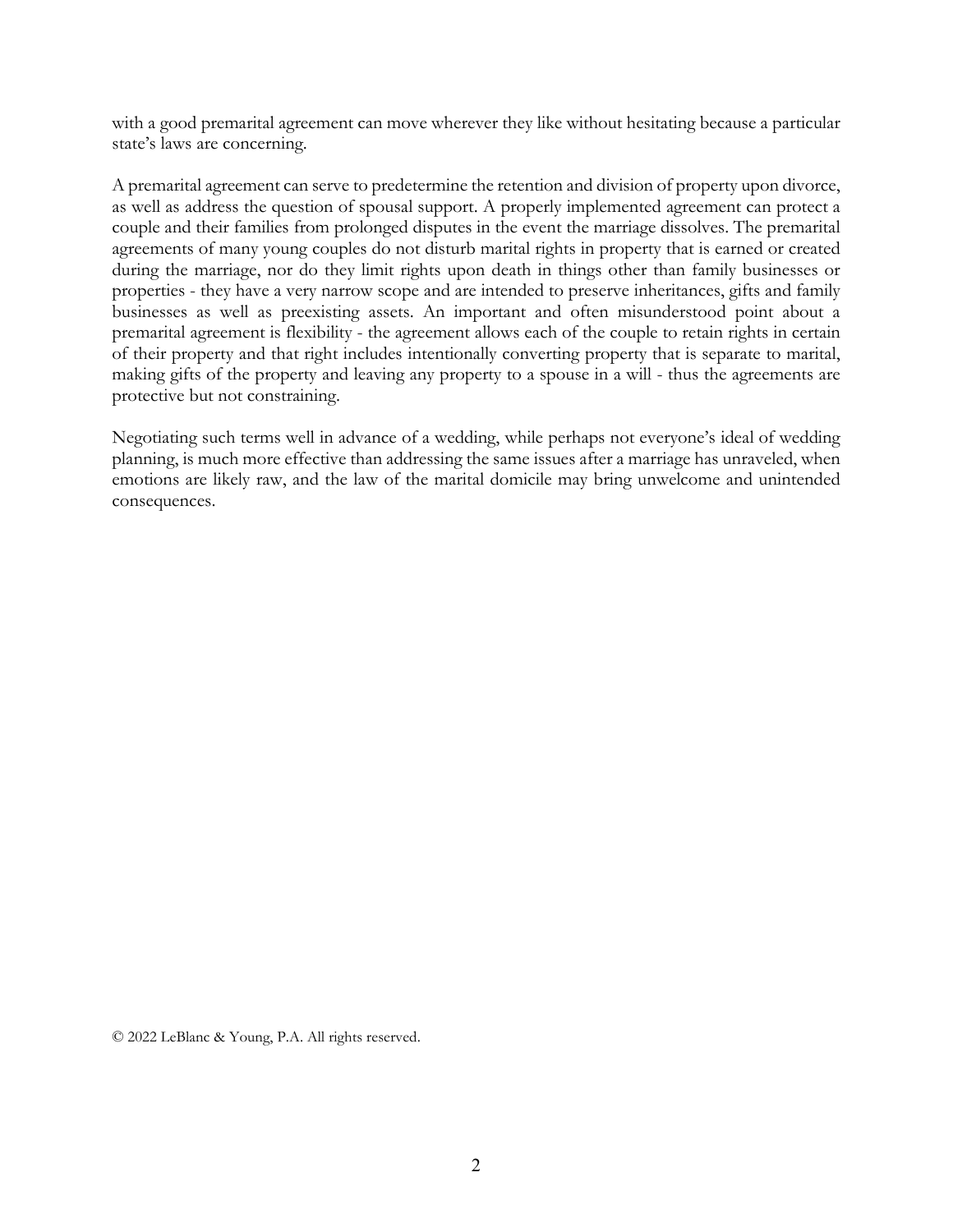with a good premarital agreement can move wherever they like without hesitating because a particular state's laws are concerning.

A premarital agreement can serve to predetermine the retention and division of property upon divorce, as well as address the question of spousal support. A properly implemented agreement can protect a couple and their families from prolonged disputes in the event the marriage dissolves. The premarital agreements of many young couples do not disturb marital rights in property that is earned or created during the marriage, nor do they limit rights upon death in things other than family businesses or properties - they have a very narrow scope and are intended to preserve inheritances, gifts and family businesses as well as preexisting assets. An important and often misunderstood point about a premarital agreement is flexibility - the agreement allows each of the couple to retain rights in certain of their property and that right includes intentionally converting property that is separate to marital, making gifts of the property and leaving any property to a spouse in a will - thus the agreements are protective but not constraining.

Negotiating such terms well in advance of a wedding, while perhaps not everyone's ideal of wedding planning, is much more effective than addressing the same issues after a marriage has unraveled, when emotions are likely raw, and the law of the marital domicile may bring unwelcome and unintended consequences.

© 2022 LeBlanc & Young, P.A. All rights reserved.